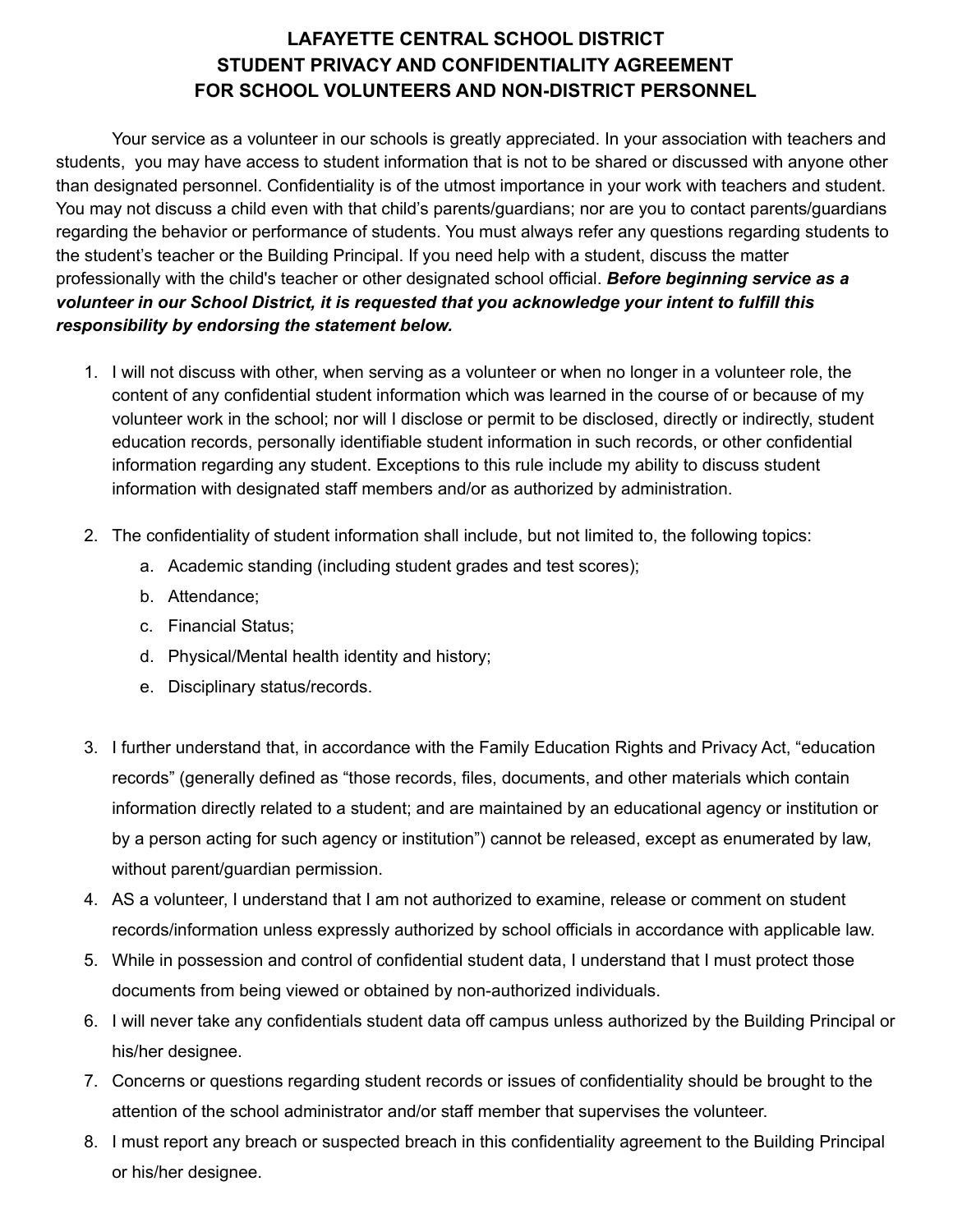# LAFAYETTE CENTRAL SCHOOL DISTRICT
# STUDENT PRIVACY AND CONFIDENTIALITY AGREEMENT
# FOR SCHOOL VOLUNTEERS AND NON-DISTRICT PERSONNEL

Your service as a volunteer in our schools is greatly appreciated. In your association with teachers and students, you may have access to student information that is not to be shared or discussed with anyone other than designated personnel. Confidentiality is of the utmost importance in your work with teachers and student. You may not discuss a child even with that child's parents/guardians; nor are you to contact parents/guardians regarding the behavior or performance of students. You must always refer any questions regarding students to the student's teacher or the Building Principal. If you need help with a student, discuss the matter professionally with the child's teacher or other designated school official. ***Before beginning service as a volunteer in our School District, it is requested that you acknowledge your intent to fulfill this responsibility by endorsing the statement below.***

1. I will not discuss with other, when serving as a volunteer or when no longer in a volunteer role, the content of any confidential student information which was learned in the course of or because of my volunteer work in the school; nor will I disclose or permit to be disclosed, directly or indirectly, student education records, personally identifiable student information in such records, or other confidential information regarding any student. Exceptions to this rule include my ability to discuss student information with designated staff members and/or as authorized by administration.
2. The confidentiality of student information shall include, but not limited to, the following topics:
   a. Academic standing (including student grades and test scores);
   b. Attendance;
   c. Financial Status;
   d. Physical/Mental health identity and history;
   e. Disciplinary status/records.
3. I further understand that, in accordance with the Family Education Rights and Privacy Act, "education records" (generally defined as "those records, files, documents, and other materials which contain information directly related to a student; and are maintained by an educational agency or institution or by a person acting for such agency or institution") cannot be released, except as enumerated by law, without parent/guardian permission.
4. AS a volunteer, I understand that I am not authorized to examine, release or comment on student records/information unless expressly authorized by school officials in accordance with applicable law.
5. While in possession and control of confidential student data, I understand that I must protect those documents from being viewed or obtained by non-authorized individuals.
6. I will never take any confidentials student data off campus unless authorized by the Building Principal or his/her designee.
7. Concerns or questions regarding student records or issues of confidentiality should be brought to the attention of the school administrator and/or staff member that supervises the volunteer.
8. I must report any breach or suspected breach in this confidentiality agreement to the Building Principal or his/her designee.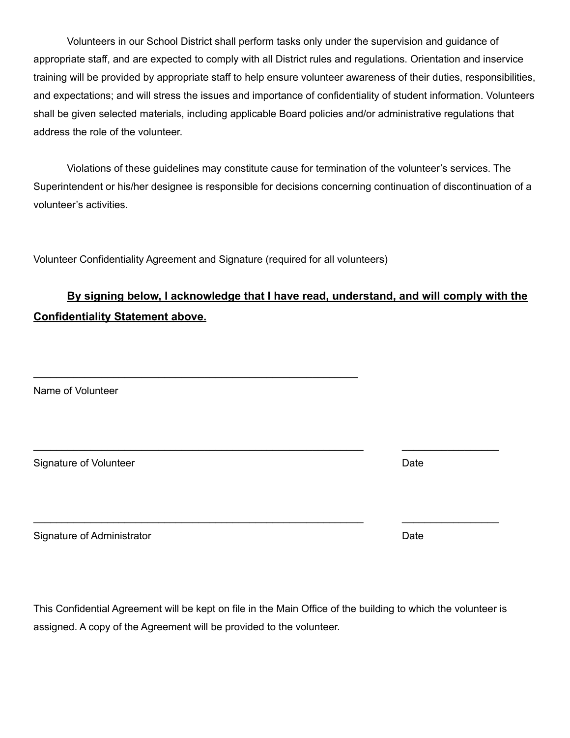Volunteers in our School District shall perform tasks only under the supervision and guidance of appropriate staff, and are expected to comply with all District rules and regulations. Orientation and inservice training will be provided by appropriate staff to help ensure volunteer awareness of their duties, responsibilities, and expectations; and will stress the issues and importance of confidentiality of student information. Volunteers shall be given selected materials, including applicable Board policies and/or administrative regulations that address the role of the volunteer.

Violations of these guidelines may constitute cause for termination of the volunteer's services. The Superintendent or his/her designee is responsible for decisions concerning continuation of discontinuation of a volunteer's activities.

Volunteer Confidentiality Agreement and Signature (required for all volunteers)

**By signing below, I acknowledge that I have read, understand, and will comply with the Confidentiality Statement above.**

\_\_\_\_\_\_\_\_\_\_\_\_\_\_\_\_\_\_\_\_\_\_\_\_\_\_\_\_\_\_\_\_\_\_\_\_\_\_\_\_\_\_\_\_\_\_\_\_\_\_\_\_\_\_

Name of Volunteer

\_\_\_\_\_\_\_\_\_\_\_\_\_\_\_\_\_\_\_\_\_\_\_\_\_\_\_\_\_\_\_\_\_\_\_\_\_\_\_\_\_\_\_\_\_\_\_\_\_\_\_\_\_\_ \_\_\_\_\_\_\_\_\_\_\_\_\_\_\_\_

Signature of Volunteer Date

\_\_\_\_\_\_\_\_\_\_\_\_\_\_\_\_\_\_\_\_\_\_\_\_\_\_\_\_\_\_\_\_\_\_\_\_\_\_\_\_\_\_\_\_\_\_\_\_\_\_\_\_\_\_ \_\_\_\_\_\_\_\_\_\_\_\_\_\_\_\_

Signature of Administrator Date

This Confidential Agreement will be kept on file in the Main Office of the building to which the volunteer is assigned. A copy of the Agreement will be provided to the volunteer.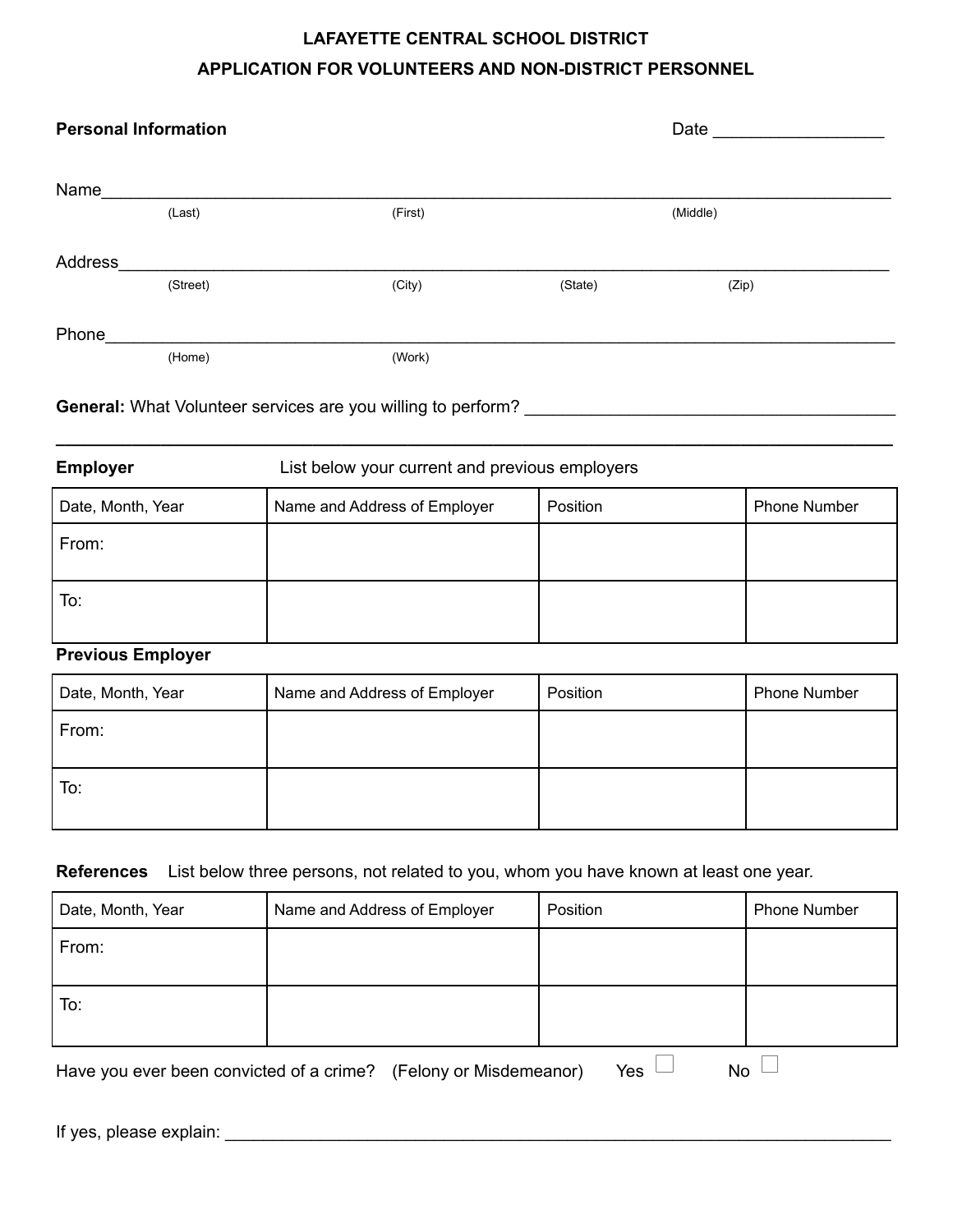**LAFAYETTE CENTRAL SCHOOL DISTRICT**

**APPLICATION FOR VOLUNTEERS AND NON-DISTRICT PERSONNEL**

**Personal Information** Date ___________________

Name_______________________________________________________________________________________
(Last) (First) (Middle)

Address_____________________________________________________________________________________
(Street) (City) (State) (Zip)

Phone_______________________________________________________________________________________
(Home) (Work)

**General:** What Volunteer services are you willing to perform? ________________________________________

____________________________________________________________________________________________

**Employer** List below your current and previous employers

| Date, Month, Year | Name and Address of Employer | Position | Phone Number |
|---|---|---|---|
| From: | | | |
| To: | | | |

**Previous Employer**

| Date, Month, Year | Name and Address of Employer | Position | Phone Number |
|---|---|---|---|
| From: | | | |
| To: | | | |

**References** List below three persons, not related to you, whom you have known at least one year.

| Date, Month, Year | Name and Address of Employer | Position | Phone Number |
|---|---|---|---|
| From: | | | |
| To: | | | |

Have you ever been convicted of a crime? (Felony or Misdemeanor) Yes ☐ No ☐

If yes, please explain: ______________________________________________________________________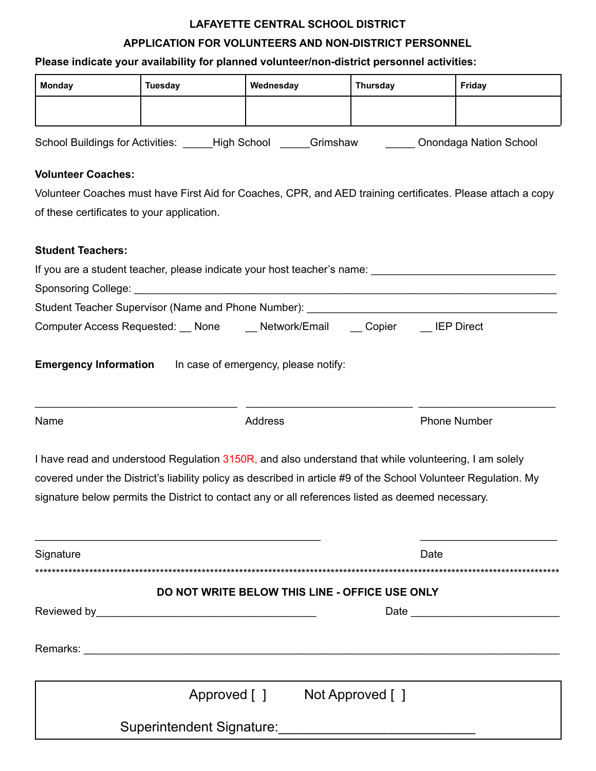**LAFAYETTE CENTRAL SCHOOL DISTRICT**

**APPLICATION FOR VOLUNTEERS AND NON-DISTRICT PERSONNEL**

**Please indicate your availability for planned volunteer/non-district personnel activities:**

| Monday | Tuesday | Wednesday | Thursday | Friday |
|---|---|---|---|---|
| | | | | |

School Buildings for Activities: _____High School _____Grimshaw _____ Onondaga Nation School

**Volunteer Coaches:**

Volunteer Coaches must have First Aid for Coaches, CPR, and AED training certificates. Please attach a copy of these certificates to your application.

**Student Teachers:**

If you are a student teacher, please indicate your host teacher's name: ________________________________

Sponsoring College: ________________________________________________________________________

Student Teacher Supervisor (Name and Phone Number): ________________________________________

Computer Access Requested: __ None __ Network/Email __ Copier __ IEP Direct

**Emergency Information** In case of emergency, please notify:

___________________________________ _____________________________ ________________________

Name Address Phone Number

I have read and understood Regulation 3150R, and also understand that while volunteering, I am solely covered under the District's liability policy as described in article #9 of the School Volunteer Regulation. My signature below permits the District to contact any or all references listed as deemed necessary.

_________________________________________________ ________________________

Signature Date

*******************************************************************************************************************

**DO NOT WRITE BELOW THIS LINE - OFFICE USE ONLY**

Reviewed by______________________________________ Date ________________________

Remarks: ________________________________________________________________________________

Approved [ ] Not Approved [ ]

Superintendent Signature:___________________________